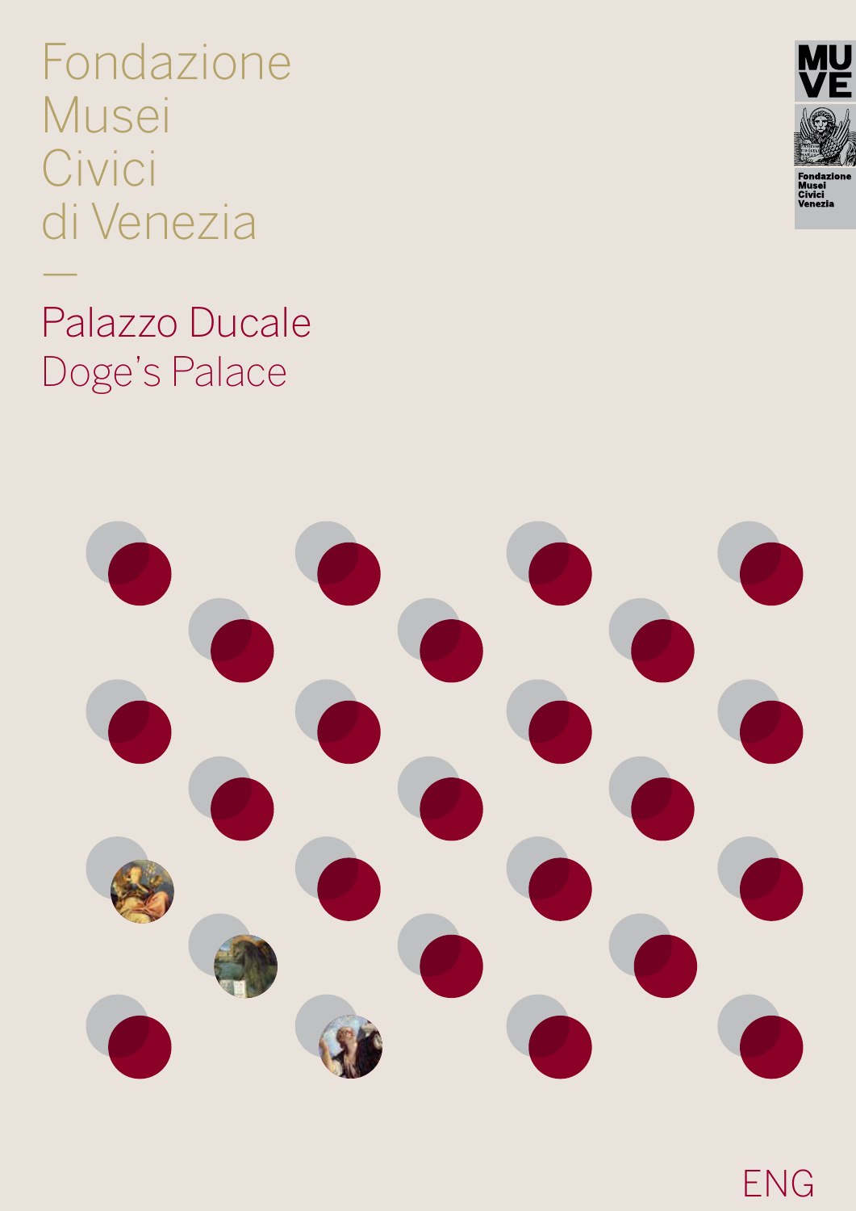# Fondazione Musei Civici di Venezia

—

## Palazzo Ducale
## Doge's Palace

MU VE

Fondazione Musei Civici Venezia

ENG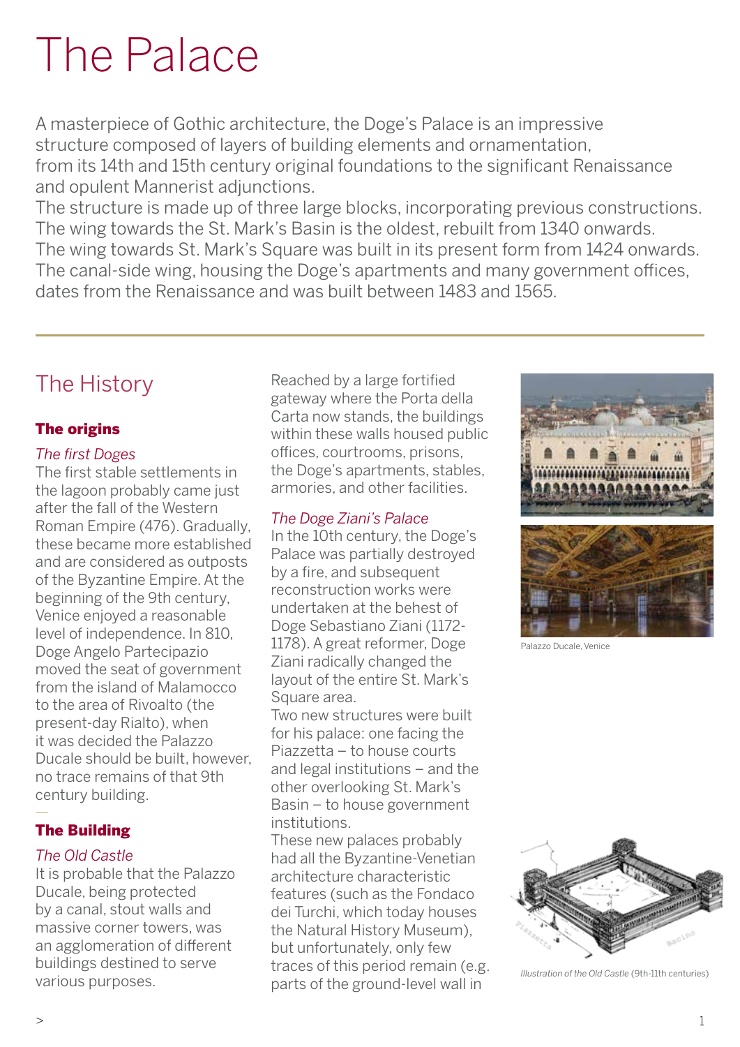# The Palace

A masterpiece of Gothic architecture, the Doge's Palace is an impressive structure composed of layers of building elements and ornamentation, from its 14th and 15th century original foundations to the significant Renaissance and opulent Mannerist adjunctions.
The structure is made up of three large blocks, incorporating previous constructions. The wing towards the St. Mark's Basin is the oldest, rebuilt from 1340 onwards. The wing towards St. Mark's Square was built in its present form from 1424 onwards. The canal-side wing, housing the Doge's apartments and many government offices, dates from the Renaissance and was built between 1483 and 1565.

## The History

### The origins

*The first Doges*

The first stable settlements in the lagoon probably came just after the fall of the Western Roman Empire (476). Gradually, these became more established and are considered as outposts of the Byzantine Empire. At the beginning of the 9th century, Venice enjoyed a reasonable level of independence. In 810, Doge Angelo Partecipazio moved the seat of government from the island of Malamocco to the area of Rivoalto (the present-day Rialto), when it was decided the Palazzo Ducale should be built, however, no trace remains of that 9th century building.

—

### The Building

*The Old Castle*

It is probable that the Palazzo Ducale, being protected by a canal, stout walls and massive corner towers, was an agglomeration of different buildings destined to serve various purposes.
Reached by a large fortified gateway where the Porta della Carta now stands, the buildings within these walls housed public offices, courtrooms, prisons, the Doge's apartments, stables, armories, and other facilities.

*The Doge Ziani's Palace*

In the 10th century, the Doge's Palace was partially destroyed by a fire, and subsequent reconstruction works were undertaken at the behest of Doge Sebastiano Ziani (1172-1178). A great reformer, Doge Ziani radically changed the layout of the entire St. Mark's Square area.
Two new structures were built for his palace: one facing the Piazzetta – to house courts and legal institutions – and the other overlooking St. Mark's Basin – to house government institutions.
These new palaces probably had all the Byzantine-Venetian architecture characteristic features (such as the Fondaco dei Turchi, which today houses the Natural History Museum), but unfortunately, only few traces of this period remain (e.g. parts of the ground-level wall in

Palazzo Ducale, Venice

*Illustration of the Old Castle* (9th-11th centuries)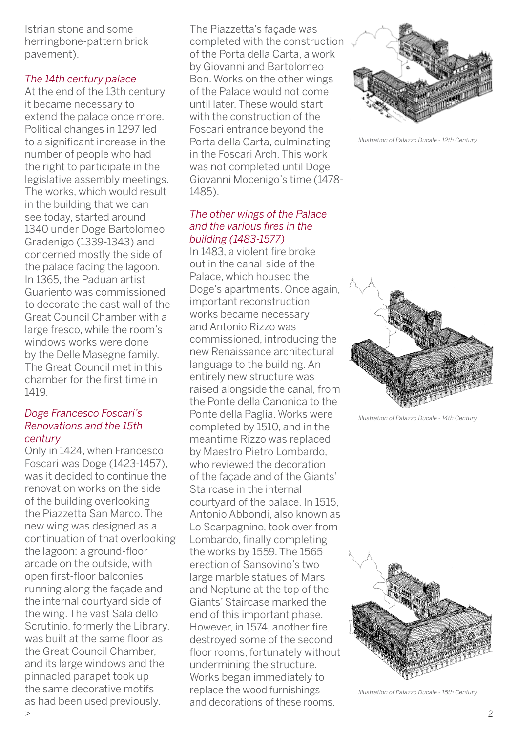Istrian stone and some herringbone-pattern brick pavement).

### *The 14th century palace*

At the end of the 13th century it became necessary to extend the palace once more. Political changes in 1297 led to a significant increase in the number of people who had the right to participate in the legislative assembly meetings. The works, which would result in the building that we can see today, started around 1340 under Doge Bartolomeo Gradenigo (1339-1343) and concerned mostly the side of the palace facing the lagoon. In 1365, the Paduan artist Guariento was commissioned to decorate the east wall of the Great Council Chamber with a large fresco, while the room's windows works were done by the Delle Masegne family. The Great Council met in this chamber for the first time in 1419.

### *Doge Francesco Foscari's Renovations and the 15th century*

Only in 1424, when Francesco Foscari was Doge (1423-1457), was it decided to continue the renovation works on the side of the building overlooking the Piazzetta San Marco. The new wing was designed as a continuation of that overlooking the lagoon: a ground-floor arcade on the outside, with open first-floor balconies running along the façade and the internal courtyard side of the wing. The vast Sala dello Scrutinio, formerly the Library, was built at the same floor as the Great Council Chamber, and its large windows and the pinnacled parapet took up the same decorative motifs as had been used previously.

The Piazzetta's façade was completed with the construction of the Porta della Carta, a work by Giovanni and Bartolomeo Bon. Works on the other wings of the Palace would not come until later. These would start with the construction of the Foscari entrance beyond the Porta della Carta, culminating in the Foscari Arch. This work was not completed until Doge Giovanni Mocenigo's time (1478-1485).

### *The other wings of the Palace and the various fires in the building (1483-1577)*

In 1483, a violent fire broke out in the canal-side of the Palace, which housed the Doge's apartments. Once again, important reconstruction works became necessary and Antonio Rizzo was commissioned, introducing the new Renaissance architectural language to the building. An entirely new structure was raised alongside the canal, from the Ponte della Canonica to the Ponte della Paglia. Works were completed by 1510, and in the meantime Rizzo was replaced by Maestro Pietro Lombardo, who reviewed the decoration of the façade and of the Giants' Staircase in the internal courtyard of the palace. In 1515, Antonio Abbondi, also known as Lo Scarpagnino, took over from Lombardo, finally completing the works by 1559. The 1565 erection of Sansovino's two large marble statues of Mars and Neptune at the top of the Giants' Staircase marked the end of this important phase. However, in 1574, another fire destroyed some of the second floor rooms, fortunately without undermining the structure. Works began immediately to replace the wood furnishings and decorations of these rooms.

*Illustration of Palazzo Ducale - 12th Century*

*Illustration of Palazzo Ducale - 14th Century*

*Illustration of Palazzo Ducale - 15th Century*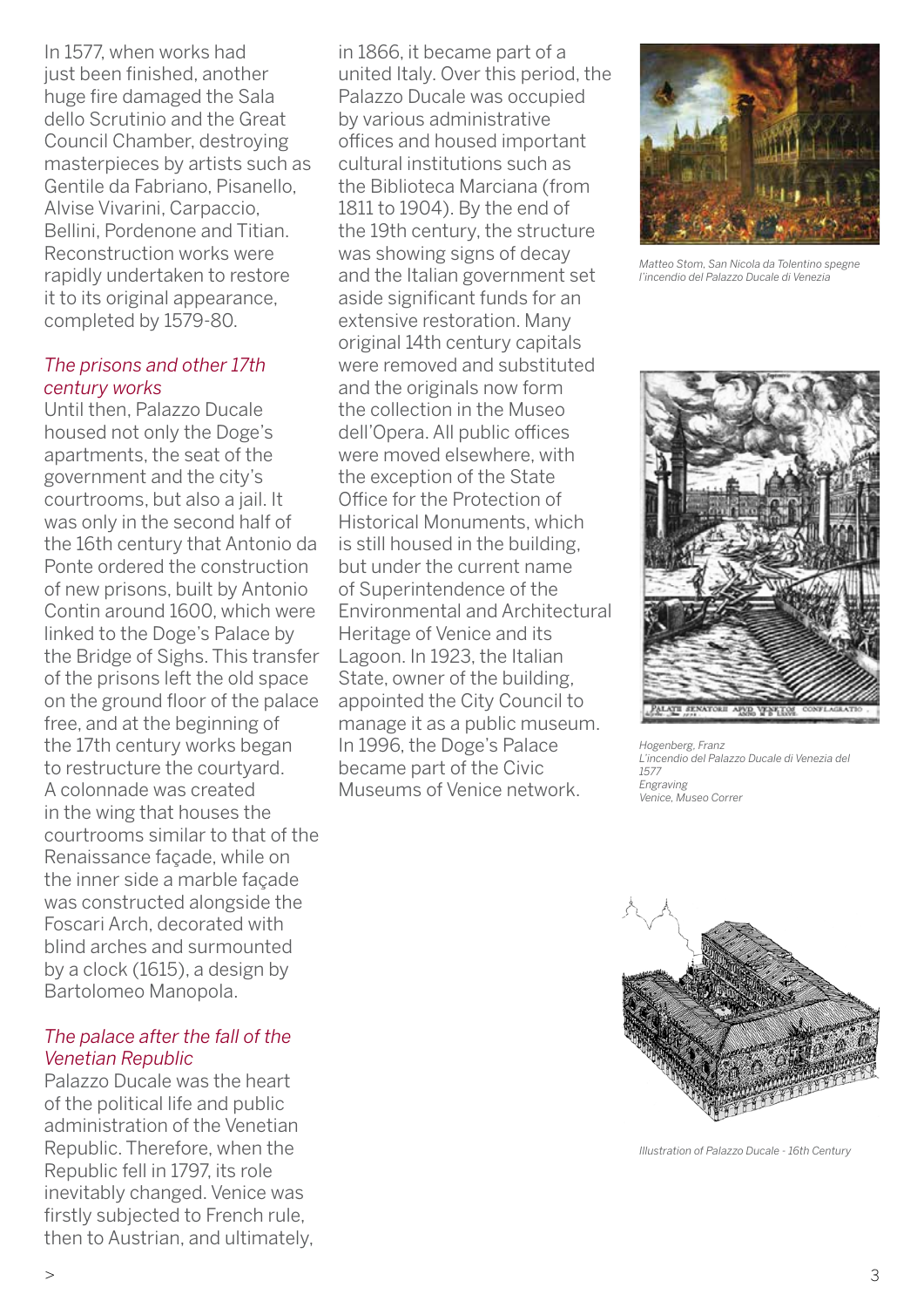In 1577, when works had just been finished, another huge fire damaged the Sala dello Scrutinio and the Great Council Chamber, destroying masterpieces by artists such as Gentile da Fabriano, Pisanello, Alvise Vivarini, Carpaccio, Bellini, Pordenone and Titian. Reconstruction works were rapidly undertaken to restore it to its original appearance, completed by 1579-80.

### *The prisons and other 17th century works*

Until then, Palazzo Ducale housed not only the Doge's apartments, the seat of the government and the city's courtrooms, but also a jail. It was only in the second half of the 16th century that Antonio da Ponte ordered the construction of new prisons, built by Antonio Contin around 1600, which were linked to the Doge's Palace by the Bridge of Sighs. This transfer of the prisons left the old space on the ground floor of the palace free, and at the beginning of the 17th century works began to restructure the courtyard. A colonnade was created in the wing that houses the courtrooms similar to that of the Renaissance façade, while on the inner side a marble façade was constructed alongside the Foscari Arch, decorated with blind arches and surmounted by a clock (1615), a design by Bartolomeo Manopola.

### *The palace after the fall of the Venetian Republic*

Palazzo Ducale was the heart of the political life and public administration of the Venetian Republic. Therefore, when the Republic fell in 1797, its role inevitably changed. Venice was firstly subjected to French rule, then to Austrian, and ultimately, in 1866, it became part of a united Italy. Over this period, the Palazzo Ducale was occupied by various administrative offices and housed important cultural institutions such as the Biblioteca Marciana (from 1811 to 1904). By the end of the 19th century, the structure was showing signs of decay and the Italian government set aside significant funds for an extensive restoration. Many original 14th century capitals were removed and substituted and the originals now form the collection in the Museo dell'Opera. All public offices were moved elsewhere, with the exception of the State Office for the Protection of Historical Monuments, which is still housed in the building, but under the current name of Superintendence of the Environmental and Architectural Heritage of Venice and its Lagoon. In 1923, the Italian State, owner of the building, appointed the City Council to manage it as a public museum. In 1996, the Doge's Palace became part of the Civic Museums of Venice network.

*Matteo Stom, San Nicola da Tolentino spegne l'incendio del Palazzo Ducale di Venezia*

*Hogenberg, Franz*
*L'incendio del Palazzo Ducale di Venezia del 1577*
*Engraving*
*Venice, Museo Correr*

*Illustration of Palazzo Ducale - 16th Century*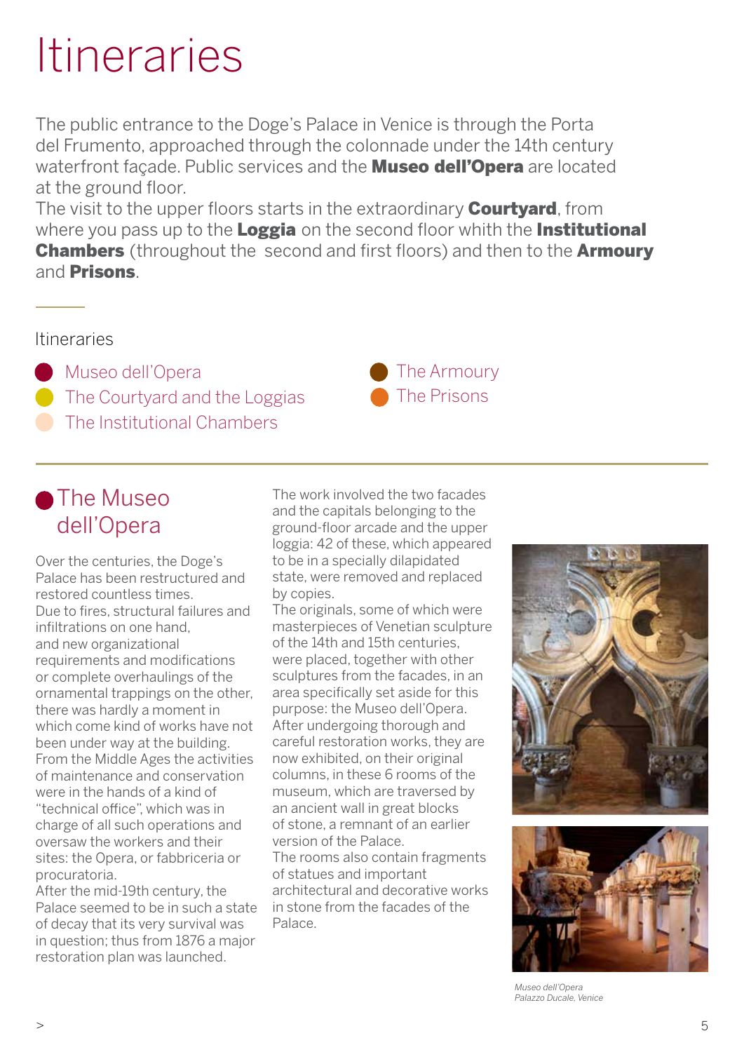# Itineraries

The public entrance to the Doge's Palace in Venice is through the Porta del Frumento, approached through the colonnade under the 14th century waterfront façade. Public services and the **Museo dell'Opera** are located at the ground floor.
The visit to the upper floors starts in the extraordinary **Courtyard**, from where you pass up to the **Loggia** on the second floor whith the **Institutional Chambers** (throughout the second and first floors) and then to the **Armoury** and **Prisons**.

Itineraries

- Museo dell'Opera
- The Courtyard and the Loggias
- The Institutional Chambers
- The Armoury
- The Prisons

## The Museo dell'Opera

Over the centuries, the Doge's Palace has been restructured and restored countless times.
Due to fires, structural failures and infiltrations on one hand, and new organizational requirements and modifications or complete overhaulings of the ornamental trappings on the other, there was hardly a moment in which come kind of works have not been under way at the building.
From the Middle Ages the activities of maintenance and conservation were in the hands of a kind of "technical office", which was in charge of all such operations and oversaw the workers and their sites: the Opera, or fabbriceria or procuratoria.
After the mid-19th century, the Palace seemed to be in such a state of decay that its very survival was in question; thus from 1876 a major restoration plan was launched.
The work involved the two facades and the capitals belonging to the ground-floor arcade and the upper loggia: 42 of these, which appeared to be in a specially dilapidated state, were removed and replaced by copies.
The originals, some of which were masterpieces of Venetian sculpture of the 14th and 15th centuries, were placed, together with other sculptures from the facades, in an area specifically set aside for this purpose: the Museo dell'Opera.
After undergoing thorough and careful restoration works, they are now exhibited, on their original columns, in these 6 rooms of the museum, which are traversed by an ancient wall in great blocks of stone, a remnant of an earlier version of the Palace.
The rooms also contain fragments of statues and important architectural and decorative works in stone from the facades of the Palace.

*Museo dell'Opera*
*Palazzo Ducale, Venice*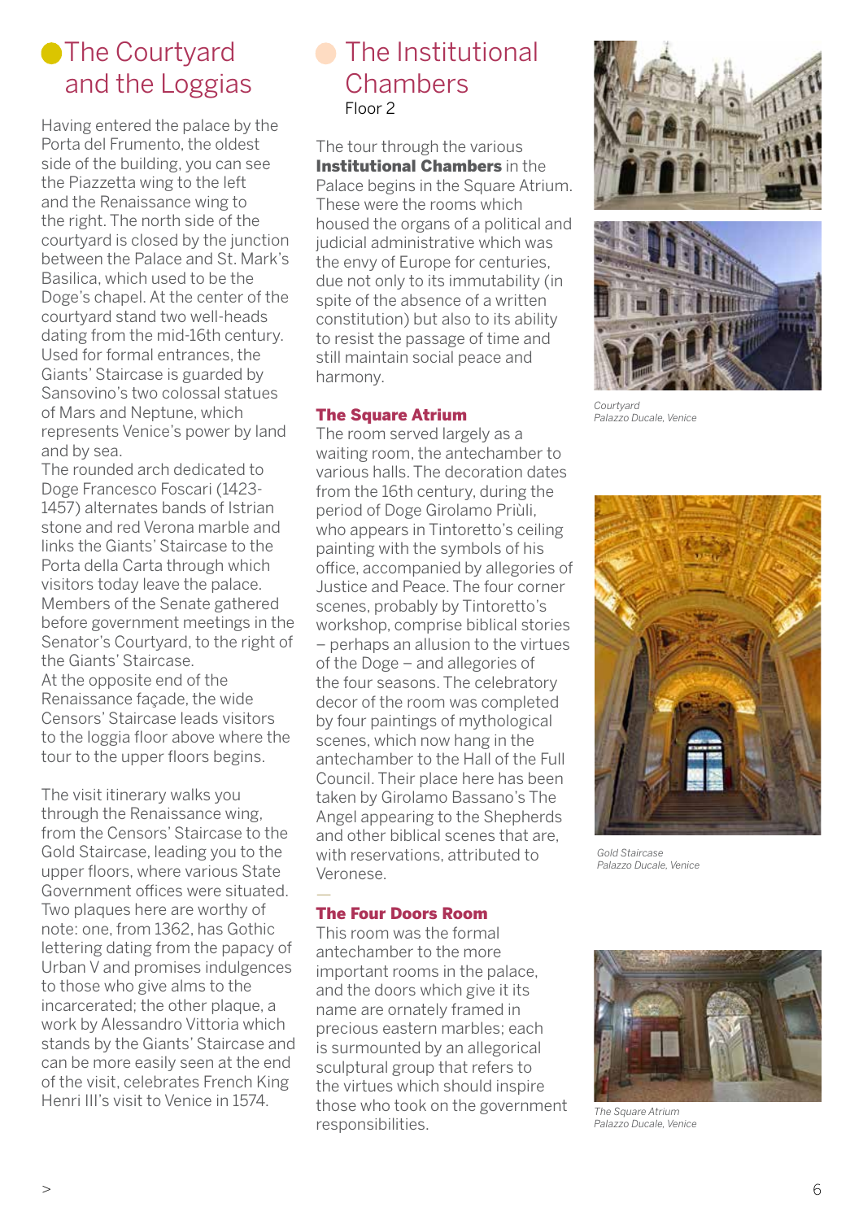## The Courtyard and the Loggias

Having entered the palace by the Porta del Frumento, the oldest side of the building, you can see the Piazzetta wing to the left and the Renaissance wing to the right. The north side of the courtyard is closed by the junction between the Palace and St. Mark's Basilica, which used to be the Doge's chapel. At the center of the courtyard stand two well-heads dating from the mid-16th century. Used for formal entrances, the Giants' Staircase is guarded by Sansovino's two colossal statues of Mars and Neptune, which represents Venice's power by land and by sea.

The rounded arch dedicated to Doge Francesco Foscari (1423-1457) alternates bands of Istrian stone and red Verona marble and links the Giants' Staircase to the Porta della Carta through which visitors today leave the palace. Members of the Senate gathered before government meetings in the Senator's Courtyard, to the right of the Giants' Staircase.

At the opposite end of the Renaissance façade, the wide Censors' Staircase leads visitors to the loggia floor above where the tour to the upper floors begins.

The visit itinerary walks you through the Renaissance wing, from the Censors' Staircase to the Gold Staircase, leading you to the upper floors, where various State Government offices were situated. Two plaques here are worthy of note: one, from 1362, has Gothic lettering dating from the papacy of Urban V and promises indulgences to those who give alms to the incarcerated; the other plaque, a work by Alessandro Vittoria which stands by the Giants' Staircase and can be more easily seen at the end of the visit, celebrates French King Henri III's visit to Venice in 1574.

## The Institutional Chambers

Floor 2

The tour through the various **Institutional Chambers** in the Palace begins in the Square Atrium. These were the rooms which housed the organs of a political and judicial administrative which was the envy of Europe for centuries, due not only to its immutability (in spite of the absence of a written constitution) but also to its ability to resist the passage of time and still maintain social peace and harmony.

### The Square Atrium

The room served largely as a waiting room, the antechamber to various halls. The decoration dates from the 16th century, during the period of Doge Girolamo Priùli, who appears in Tintoretto's ceiling painting with the symbols of his office, accompanied by allegories of Justice and Peace. The four corner scenes, probably by Tintoretto's workshop, comprise biblical stories – perhaps an allusion to the virtues of the Doge – and allegories of the four seasons. The celebratory decor of the room was completed by four paintings of mythological scenes, which now hang in the antechamber to the Hall of the Full Council. Their place here has been taken by Girolamo Bassano's The Angel appearing to the Shepherds and other biblical scenes that are, with reservations, attributed to Veronese.

### The Four Doors Room

This room was the formal antechamber to the more important rooms in the palace, and the doors which give it its name are ornately framed in precious eastern marbles; each is surmounted by an allegorical sculptural group that refers to the virtues which should inspire those who took on the government responsibilities.

*Courtyard*
*Palazzo Ducale, Venice*

*Gold Staircase*
*Palazzo Ducale, Venice*

*The Square Atrium*
*Palazzo Ducale, Venice*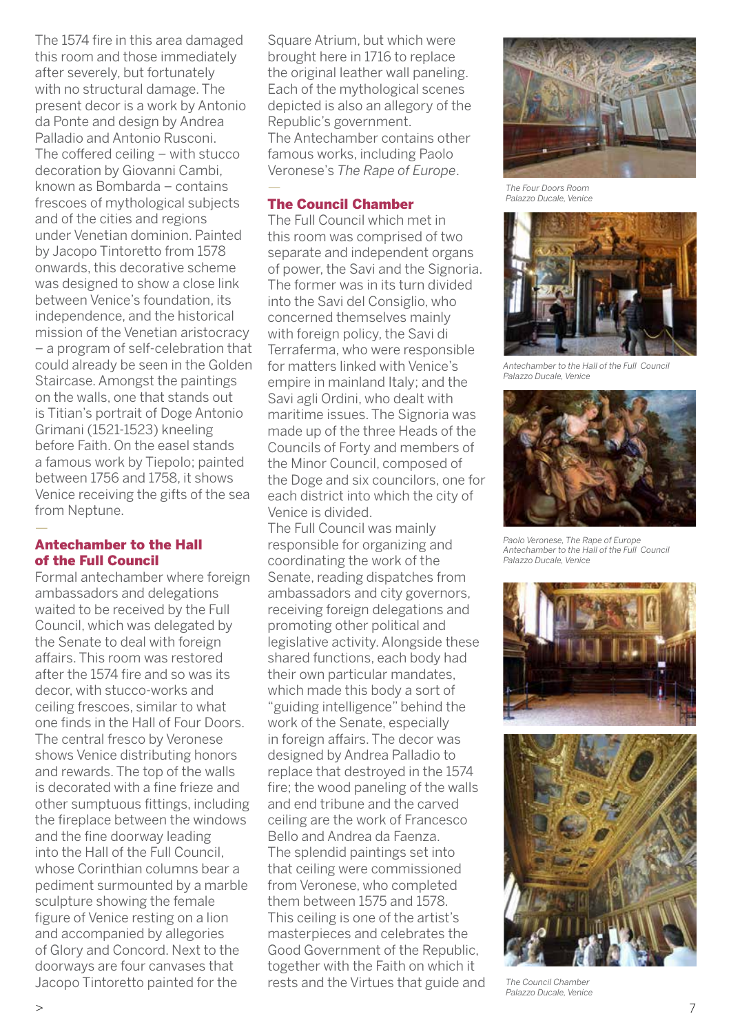The 1574 fire in this area damaged this room and those immediately after severely, but fortunately with no structural damage. The present decor is a work by Antonio da Ponte and design by Andrea Palladio and Antonio Rusconi. The coffered ceiling – with stucco decoration by Giovanni Cambi, known as Bombarda – contains frescoes of mythological subjects and of the cities and regions under Venetian dominion. Painted by Jacopo Tintoretto from 1578 onwards, this decorative scheme was designed to show a close link between Venice's foundation, its independence, and the historical mission of the Venetian aristocracy – a program of self-celebration that could already be seen in the Golden Staircase. Amongst the paintings on the walls, one that stands out is Titian's portrait of Doge Antonio Grimani (1521-1523) kneeling before Faith. On the easel stands a famous work by Tiepolo; painted between 1756 and 1758, it shows Venice receiving the gifts of the sea from Neptune.

## Antechamber to the Hall of the Full Council

Formal antechamber where foreign ambassadors and delegations waited to be received by the Full Council, which was delegated by the Senate to deal with foreign affairs. This room was restored after the 1574 fire and so was its decor, with stucco-works and ceiling frescoes, similar to what one finds in the Hall of Four Doors. The central fresco by Veronese shows Venice distributing honors and rewards. The top of the walls is decorated with a fine frieze and other sumptuous fittings, including the fireplace between the windows and the fine doorway leading into the Hall of the Full Council, whose Corinthian columns bear a pediment surmounted by a marble sculpture showing the female figure of Venice resting on a lion and accompanied by allegories of Glory and Concord. Next to the doorways are four canvases that Jacopo Tintoretto painted for the Square Atrium, but which were brought here in 1716 to replace the original leather wall paneling. Each of the mythological scenes depicted is also an allegory of the Republic's government. The Antechamber contains other famous works, including Paolo Veronese's *The Rape of Europe*.

## The Council Chamber

The Full Council which met in this room was comprised of two separate and independent organs of power, the Savi and the Signoria. The former was in its turn divided into the Savi del Consiglio, who concerned themselves mainly with foreign policy, the Savi di Terraferma, who were responsible for matters linked with Venice's empire in mainland Italy; and the Savi agli Ordini, who dealt with maritime issues. The Signoria was made up of the three Heads of the Councils of Forty and members of the Minor Council, composed of the Doge and six councilors, one for each district into which the city of Venice is divided.
The Full Council was mainly responsible for organizing and coordinating the work of the Senate, reading dispatches from ambassadors and city governors, receiving foreign delegations and promoting other political and legislative activity. Alongside these shared functions, each body had their own particular mandates, which made this body a sort of "guiding intelligence" behind the work of the Senate, especially in foreign affairs. The decor was designed by Andrea Palladio to replace that destroyed in the 1574 fire; the wood paneling of the walls and end tribune and the carved ceiling are the work of Francesco Bello and Andrea da Faenza. The splendid paintings set into that ceiling were commissioned from Veronese, who completed them between 1575 and 1578. This ceiling is one of the artist's masterpieces and celebrates the Good Government of the Republic, together with the Faith on which it rests and the Virtues that guide and

*The Four Doors Room*
*Palazzo Ducale, Venice*

*Antechamber to the Hall of the Full Council*
*Palazzo Ducale, Venice*

*Paolo Veronese, The Rape of Europe*
*Antechamber to the Hall of the Full Council*
*Palazzo Ducale, Venice*

*The Council Chamber*
*Palazzo Ducale, Venice*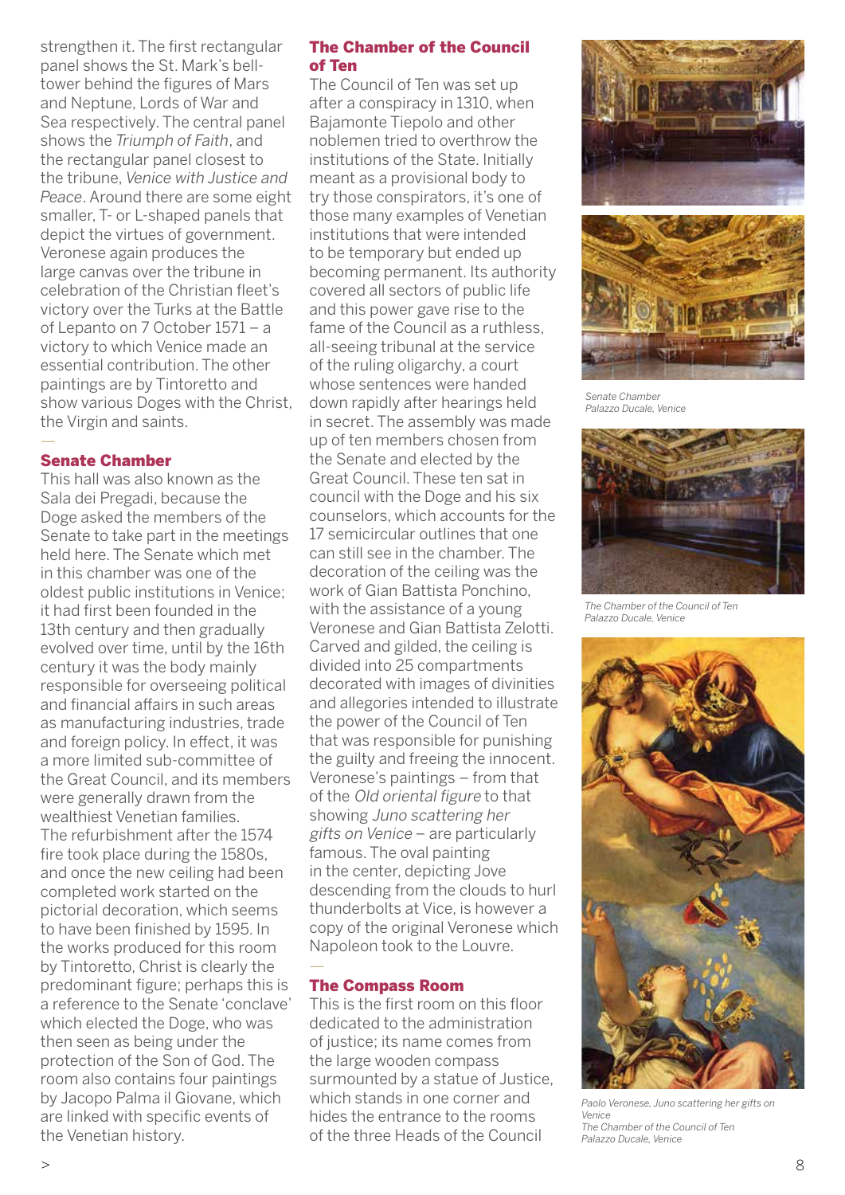strengthen it. The first rectangular panel shows the St. Mark's bell-tower behind the figures of Mars and Neptune, Lords of War and Sea respectively. The central panel shows the *Triumph of Faith*, and the rectangular panel closest to the tribune, *Venice with Justice and Peace*. Around there are some eight smaller, T- or L-shaped panels that depict the virtues of government. Veronese again produces the large canvas over the tribune in celebration of the Christian fleet's victory over the Turks at the Battle of Lepanto on 7 October 1571 – a victory to which Venice made an essential contribution. The other paintings are by Tintoretto and show various Doges with the Christ, the Virgin and saints.

—

## Senate Chamber

This hall was also known as the Sala dei Pregadi, because the Doge asked the members of the Senate to take part in the meetings held here. The Senate which met in this chamber was one of the oldest public institutions in Venice; it had first been founded in the 13th century and then gradually evolved over time, until by the 16th century it was the body mainly responsible for overseeing political and financial affairs in such areas as manufacturing industries, trade and foreign policy. In effect, it was a more limited sub-committee of the Great Council, and its members were generally drawn from the wealthiest Venetian families.
The refurbishment after the 1574 fire took place during the 1580s, and once the new ceiling had been completed work started on the pictorial decoration, which seems to have been finished by 1595. In the works produced for this room by Tintoretto, Christ is clearly the predominant figure; perhaps this is a reference to the Senate 'conclave' which elected the Doge, who was then seen as being under the protection of the Son of God. The room also contains four paintings by Jacopo Palma il Giovane, which are linked with specific events of the Venetian history.

## The Chamber of the Council of Ten

The Council of Ten was set up after a conspiracy in 1310, when Bajamonte Tiepolo and other noblemen tried to overthrow the institutions of the State. Initially meant as a provisional body to try those conspirators, it's one of those many examples of Venetian institutions that were intended to be temporary but ended up becoming permanent. Its authority covered all sectors of public life and this power gave rise to the fame of the Council as a ruthless, all-seeing tribunal at the service of the ruling oligarchy, a court whose sentences were handed down rapidly after hearings held in secret. The assembly was made up of ten members chosen from the Senate and elected by the Great Council. These ten sat in council with the Doge and his six counselors, which accounts for the 17 semicircular outlines that one can still see in the chamber. The decoration of the ceiling was the work of Gian Battista Ponchino, with the assistance of a young Veronese and Gian Battista Zelotti. Carved and gilded, the ceiling is divided into 25 compartments decorated with images of divinities and allegories intended to illustrate the power of the Council of Ten that was responsible for punishing the guilty and freeing the innocent. Veronese's paintings – from that of the *Old oriental figure* to that showing *Juno scattering her gifts on Venice* – are particularly famous. The oval painting in the center, depicting Jove descending from the clouds to hurl thunderbolts at Vice, is however a copy of the original Veronese which Napoleon took to the Louvre.

—

## The Compass Room

This is the first room on this floor dedicated to the administration of justice; its name comes from the large wooden compass surmounted by a statue of Justice, which stands in one corner and hides the entrance to the rooms of the three Heads of the Council

*Senate Chamber*
*Palazzo Ducale, Venice*

*The Chamber of the Council of Ten*
*Palazzo Ducale, Venice*

*Paolo Veronese, Juno scattering her gifts on Venice*
*The Chamber of the Council of Ten*
*Palazzo Ducale, Venice*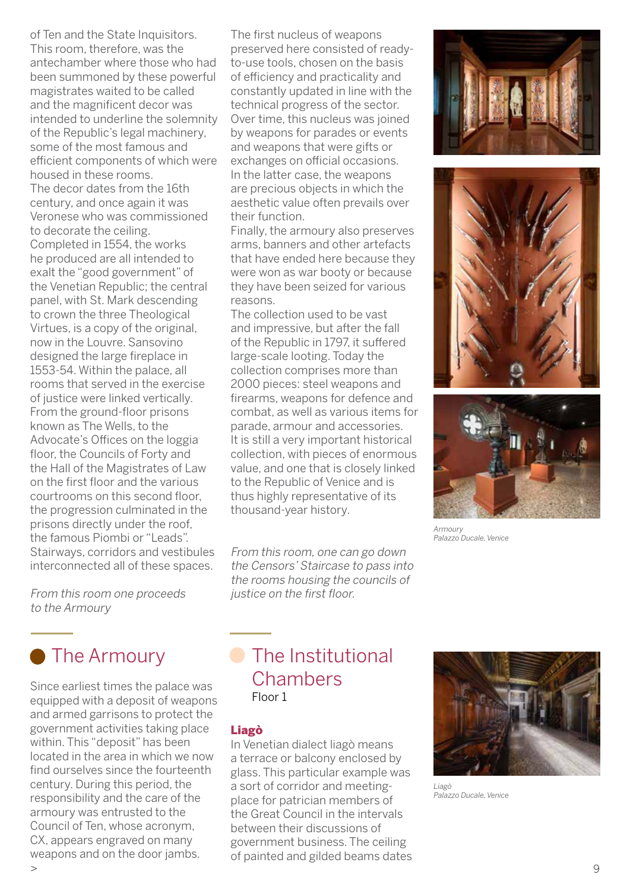of Ten and the State Inquisitors. This room, therefore, was the antechamber where those who had been summoned by these powerful magistrates waited to be called and the magnificent decor was intended to underline the solemnity of the Republic's legal machinery, some of the most famous and efficient components of which were housed in these rooms.
The decor dates from the 16th century, and once again it was Veronese who was commissioned to decorate the ceiling. Completed in 1554, the works he produced are all intended to exalt the "good government" of the Venetian Republic; the central panel, with St. Mark descending to crown the three Theological Virtues, is a copy of the original, now in the Louvre. Sansovino designed the large fireplace in 1553-54. Within the palace, all rooms that served in the exercise of justice were linked vertically. From the ground-floor prisons known as The Wells, to the Advocate's Offices on the loggia floor, the Councils of Forty and the Hall of the Magistrates of Law on the first floor and the various courtrooms on this second floor, the progression culminated in the prisons directly under the roof, the famous Piombi or "Leads". Stairways, corridors and vestibules interconnected all of these spaces.

*From this room one proceeds to the Armoury*

## The Armoury

Since earliest times the palace was equipped with a deposit of weapons and armed garrisons to protect the government activities taking place within. This "deposit" has been located in the area in which we now find ourselves since the fourteenth century. During this period, the responsibility and the care of the armoury was entrusted to the Council of Ten, whose acronym, CX, appears engraved on many weapons and on the door jambs.
The first nucleus of weapons preserved here consisted of ready-to-use tools, chosen on the basis of efficiency and practicality and constantly updated in line with the technical progress of the sector. Over time, this nucleus was joined by weapons for parades or events and weapons that were gifts or exchanges on official occasions. In the latter case, the weapons are precious objects in which the aesthetic value often prevails over their function.
Finally, the armoury also preserves arms, banners and other artefacts that have ended here because they were won as war booty or because they have been seized for various reasons.
The collection used to be vast and impressive, but after the fall of the Republic in 1797, it suffered large-scale looting. Today the collection comprises more than 2000 pieces: steel weapons and firearms, weapons for defence and combat, as well as various items for parade, armour and accessories. It is still a very important historical collection, with pieces of enormous value, and one that is closely linked to the Republic of Venice and is thus highly representative of its thousand-year history.

*From this room, one can go down the Censors' Staircase to pass into the rooms housing the councils of justice on the first floor.*

*Armoury*
*Palazzo Ducale, Venice*

## The Institutional Chambers

Floor 1

### Liagò

In Venetian dialect liagò means a terrace or balcony enclosed by glass. This particular example was a sort of corridor and meeting-place for patrician members of the Great Council in the intervals between their discussions of government business. The ceiling of painted and gilded beams dates

*Liagò*
*Palazzo Ducale, Venice*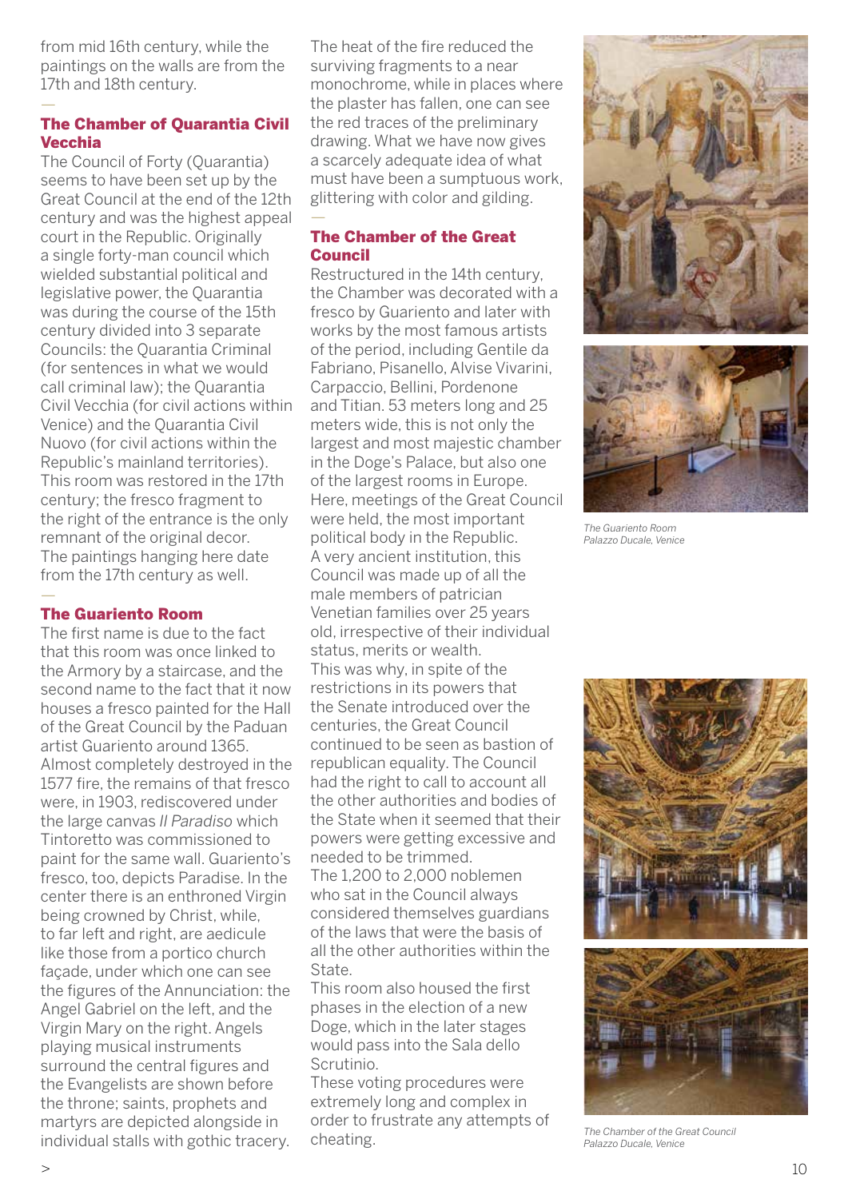from mid 16th century, while the paintings on the walls are from the 17th and 18th century.

—

### The Chamber of Quarantia Civil Vecchia

The Council of Forty (Quarantia) seems to have been set up by the Great Council at the end of the 12th century and was the highest appeal court in the Republic. Originally a single forty-man council which wielded substantial political and legislative power, the Quarantia was during the course of the 15th century divided into 3 separate Councils: the Quarantia Criminal (for sentences in what we would call criminal law); the Quarantia Civil Vecchia (for civil actions within Venice) and the Quarantia Civil Nuovo (for civil actions within the Republic's mainland territories). This room was restored in the 17th century; the fresco fragment to the right of the entrance is the only remnant of the original decor. The paintings hanging here date from the 17th century as well.

—

### The Guariento Room

The first name is due to the fact that this room was once linked to the Armory by a staircase, and the second name to the fact that it now houses a fresco painted for the Hall of the Great Council by the Paduan artist Guariento around 1365. Almost completely destroyed in the 1577 fire, the remains of that fresco were, in 1903, rediscovered under the large canvas *Il Paradiso* which Tintoretto was commissioned to paint for the same wall. Guariento's fresco, too, depicts Paradise. In the center there is an enthroned Virgin being crowned by Christ, while, to far left and right, are aedicule like those from a portico church façade, under which one can see the figures of the Annunciation: the Angel Gabriel on the left, and the Virgin Mary on the right. Angels playing musical instruments surround the central figures and the Evangelists are shown before the throne; saints, prophets and martyrs are depicted alongside in individual stalls with gothic tracery. The heat of the fire reduced the surviving fragments to a near monochrome, while in places where the plaster has fallen, one can see the red traces of the preliminary drawing. What we have now gives a scarcely adequate idea of what must have been a sumptuous work, glittering with color and gilding.

—

### The Chamber of the Great Council

Restructured in the 14th century, the Chamber was decorated with a fresco by Guariento and later with works by the most famous artists of the period, including Gentile da Fabriano, Pisanello, Alvise Vivarini, Carpaccio, Bellini, Pordenone and Titian. 53 meters long and 25 meters wide, this is not only the largest and most majestic chamber in the Doge's Palace, but also one of the largest rooms in Europe. Here, meetings of the Great Council were held, the most important political body in the Republic. A very ancient institution, this Council was made up of all the male members of patrician Venetian families over 25 years old, irrespective of their individual status, merits or wealth. This was why, in spite of the restrictions in its powers that the Senate introduced over the centuries, the Great Council continued to be seen as bastion of republican equality. The Council had the right to call to account all the other authorities and bodies of the State when it seemed that their powers were getting excessive and needed to be trimmed. The 1,200 to 2,000 noblemen who sat in the Council always considered themselves guardians of the laws that were the basis of all the other authorities within the State. This room also housed the first phases in the election of a new Doge, which in the later stages would pass into the Sala dello Scrutinio. These voting procedures were extremely long and complex in order to frustrate any attempts of cheating.

*The Guariento Room*
*Palazzo Ducale, Venice*

*The Chamber of the Great Council*
*Palazzo Ducale, Venice*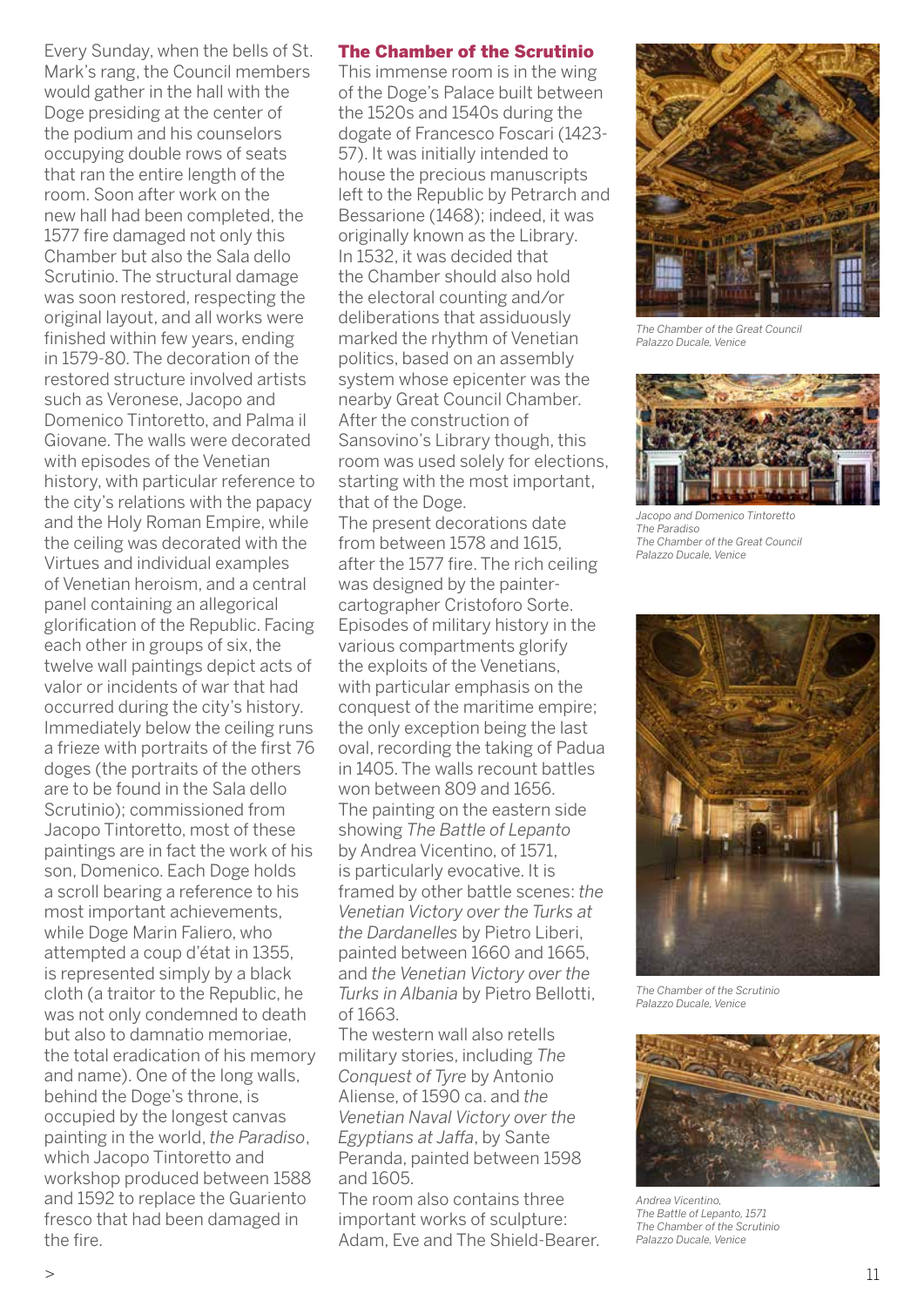Every Sunday, when the bells of St. Mark's rang, the Council members would gather in the hall with the Doge presiding at the center of the podium and his counselors occupying double rows of seats that ran the entire length of the room. Soon after work on the new hall had been completed, the 1577 fire damaged not only this Chamber but also the Sala dello Scrutinio. The structural damage was soon restored, respecting the original layout, and all works were finished within few years, ending in 1579-80. The decoration of the restored structure involved artists such as Veronese, Jacopo and Domenico Tintoretto, and Palma il Giovane. The walls were decorated with episodes of the Venetian history, with particular reference to the city's relations with the papacy and the Holy Roman Empire, while the ceiling was decorated with the Virtues and individual examples of Venetian heroism, and a central panel containing an allegorical glorification of the Republic. Facing each other in groups of six, the twelve wall paintings depict acts of valor or incidents of war that had occurred during the city's history. Immediately below the ceiling runs a frieze with portraits of the first 76 doges (the portraits of the others are to be found in the Sala dello Scrutinio); commissioned from Jacopo Tintoretto, most of these paintings are in fact the work of his son, Domenico. Each Doge holds a scroll bearing a reference to his most important achievements, while Doge Marin Faliero, who attempted a coup d'état in 1355, is represented simply by a black cloth (a traitor to the Republic, he was not only condemned to death but also to damnatio memoriae, the total eradication of his memory and name). One of the long walls, behind the Doge's throne, is occupied by the longest canvas painting in the world, *the Paradiso*, which Jacopo Tintoretto and workshop produced between 1588 and 1592 to replace the Guariento fresco that had been damaged in the fire.

## The Chamber of the Scrutinio

This immense room is in the wing of the Doge's Palace built between the 1520s and 1540s during the dogate of Francesco Foscari (1423-57). It was initially intended to house the precious manuscripts left to the Republic by Petrarch and Bessarione (1468); indeed, it was originally known as the Library. In 1532, it was decided that the Chamber should also hold the electoral counting and/or deliberations that assiduously marked the rhythm of Venetian politics, based on an assembly system whose epicenter was the nearby Great Council Chamber. After the construction of Sansovino's Library though, this room was used solely for elections, starting with the most important, that of the Doge.

The present decorations date from between 1578 and 1615, after the 1577 fire. The rich ceiling was designed by the painter-cartographer Cristoforo Sorte. Episodes of military history in the various compartments glorify the exploits of the Venetians, with particular emphasis on the conquest of the maritime empire; the only exception being the last oval, recording the taking of Padua in 1405. The walls recount battles won between 809 and 1656.

The painting on the eastern side showing *The Battle of Lepanto* by Andrea Vicentino, of 1571, is particularly evocative. It is framed by other battle scenes: *the Venetian Victory over the Turks at the Dardanelles* by Pietro Liberi, painted between 1660 and 1665, and *the Venetian Victory over the Turks in Albania* by Pietro Bellotti, of 1663.

The western wall also retells military stories, including *The Conquest of Tyre* by Antonio Aliense, of 1590 ca. and *the Venetian Naval Victory over the Egyptians at Jaffa*, by Sante Peranda, painted between 1598 and 1605.

The room also contains three important works of sculpture: Adam, Eve and The Shield-Bearer.

*The Chamber of the Great Council*
*Palazzo Ducale, Venice*

*Jacopo and Domenico Tintoretto*
*The Paradiso*
*The Chamber of the Great Council*
*Palazzo Ducale, Venice*

*The Chamber of the Scrutinio*
*Palazzo Ducale, Venice*

*Andrea Vicentino,*
*The Battle of Lepanto, 1571*
*The Chamber of the Scrutinio*
*Palazzo Ducale, Venice*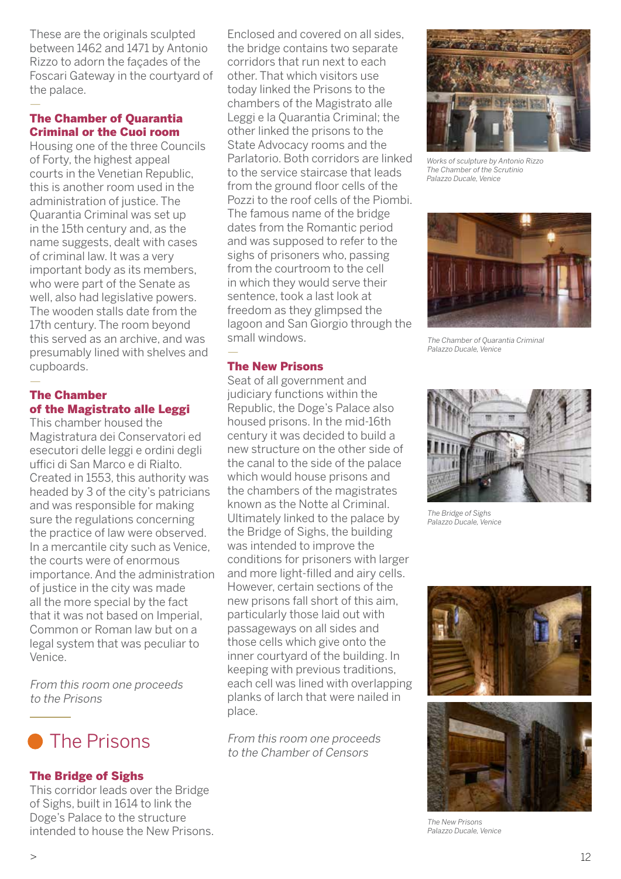These are the originals sculpted between 1462 and 1471 by Antonio Rizzo to adorn the façades of the Foscari Gateway in the courtyard of the palace.

### The Chamber of Quarantia Criminal or the Cuoi room

Housing one of the three Councils of Forty, the highest appeal courts in the Venetian Republic, this is another room used in the administration of justice. The Quarantia Criminal was set up in the 15th century and, as the name suggests, dealt with cases of criminal law. It was a very important body as its members, who were part of the Senate as well, also had legislative powers. The wooden stalls date from the 17th century. The room beyond this served as an archive, and was presumably lined with shelves and cupboards.

### The Chamber of the Magistrato alle Leggi

This chamber housed the Magistratura dei Conservatori ed esecutori delle leggi e ordini degli uffici di San Marco e di Rialto. Created in 1553, this authority was headed by 3 of the city's patricians and was responsible for making sure the regulations concerning the practice of law were observed. In a mercantile city such as Venice, the courts were of enormous importance. And the administration of justice in the city was made all the more special by the fact that it was not based on Imperial, Common or Roman law but on a legal system that was peculiar to Venice.

*From this room one proceeds to the Prisons*

## The Prisons

### The Bridge of Sighs

This corridor leads over the Bridge of Sighs, built in 1614 to link the Doge's Palace to the structure intended to house the New Prisons. Enclosed and covered on all sides, the bridge contains two separate corridors that run next to each other. That which visitors use today linked the Prisons to the chambers of the Magistrato alle Leggi e la Quarantia Criminal; the other linked the prisons to the State Advocacy rooms and the Parlatorio. Both corridors are linked to the service staircase that leads from the ground floor cells of the Pozzi to the roof cells of the Piombi. The famous name of the bridge dates from the Romantic period and was supposed to refer to the sighs of prisoners who, passing from the courtroom to the cell in which they would serve their sentence, took a last look at freedom as they glimpsed the lagoon and San Giorgio through the small windows.

### The New Prisons

Seat of all government and judiciary functions within the Republic, the Doge's Palace also housed prisons. In the mid-16th century it was decided to build a new structure on the other side of the canal to the side of the palace which would house prisons and the chambers of the magistrates known as the Notte al Criminal. Ultimately linked to the palace by the Bridge of Sighs, the building was intended to improve the conditions for prisoners with larger and more light-filled and airy cells. However, certain sections of the new prisons fall short of this aim, particularly those laid out with passageways on all sides and those cells which give onto the inner courtyard of the building. In keeping with previous traditions, each cell was lined with overlapping planks of larch that were nailed in place.

*From this room one proceeds to the Chamber of Censors*

*Works of sculpture by Antonio Rizzo*
*The Chamber of the Scrutinio*
*Palazzo Ducale, Venice*

*The Chamber of Quarantia Criminal*
*Palazzo Ducale, Venice*

*The Bridge of Sighs*
*Palazzo Ducale, Venice*

*The New Prisons*
*Palazzo Ducale, Venice*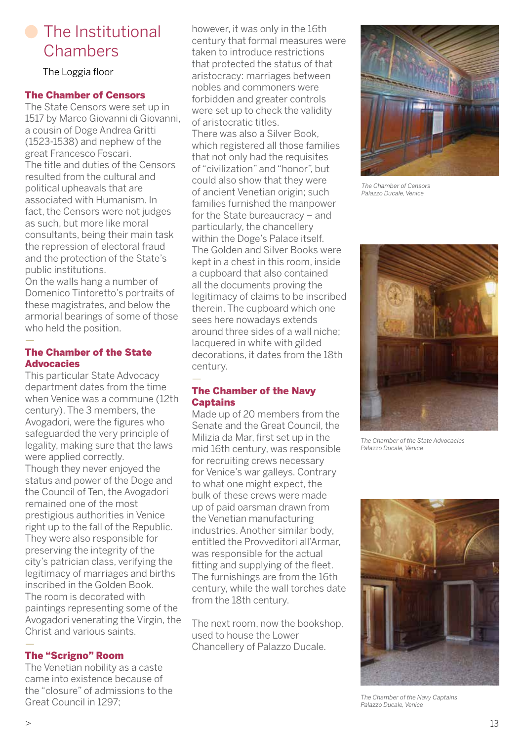# The Institutional Chambers

The Loggia floor

**The Chamber of Censors**

The State Censors were set up in 1517 by Marco Giovanni di Giovanni, a cousin of Doge Andrea Gritti (1523-1538) and nephew of the great Francesco Foscari.
The title and duties of the Censors resulted from the cultural and political upheavals that are associated with Humanism. In fact, the Censors were not judges as such, but more like moral consultants, being their main task the repression of electoral fraud and the protection of the State's public institutions.
On the walls hang a number of Domenico Tintoretto's portraits of these magistrates, and below the armorial bearings of some of those who held the position.

—

**The Chamber of the State Advocacies**

This particular State Advocacy department dates from the time when Venice was a commune (12th century). The 3 members, the Avogadori, were the figures who safeguarded the very principle of legality, making sure that the laws were applied correctly.
Though they never enjoyed the status and power of the Doge and the Council of Ten, the Avogadori remained one of the most prestigious authorities in Venice right up to the fall of the Republic. They were also responsible for preserving the integrity of the city's patrician class, verifying the legitimacy of marriages and births inscribed in the Golden Book.
The room is decorated with paintings representing some of the Avogadori venerating the Virgin, the Christ and various saints.

—

**The "Scrigno" Room**

The Venetian nobility as a caste came into existence because of the "closure" of admissions to the Great Council in 1297; however, it was only in the 16th century that formal measures were taken to introduce restrictions that protected the status of that aristocracy: marriages between nobles and commoners were forbidden and greater controls were set up to check the validity of aristocratic titles.
There was also a Silver Book, which registered all those families that not only had the requisites of "civilization" and "honor", but could also show that they were of ancient Venetian origin; such families furnished the manpower for the State bureaucracy – and particularly, the chancellery within the Doge's Palace itself.
The Golden and Silver Books were kept in a chest in this room, inside a cupboard that also contained all the documents proving the legitimacy of claims to be inscribed therein. The cupboard which one sees here nowadays extends around three sides of a wall niche; lacquered in white with gilded decorations, it dates from the 18th century.

—

**The Chamber of the Navy Captains**

Made up of 20 members from the Senate and the Great Council, the Milizia da Mar, first set up in the mid 16th century, was responsible for recruiting crews necessary for Venice's war galleys. Contrary to what one might expect, the bulk of these crews were made up of paid oarsman drawn from the Venetian manufacturing industries. Another similar body, entitled the Provveditori all'Armar, was responsible for the actual fitting and supplying of the fleet.
The furnishings are from the 16th century, while the wall torches date from the 18th century.

The next room, now the bookshop, used to house the Lower Chancellery of Palazzo Ducale.

*The Chamber of Censors*
*Palazzo Ducale, Venice*

*The Chamber of the State Advocacies*
*Palazzo Ducale, Venice*

*The Chamber of the Navy Captains*
*Palazzo Ducale, Venice*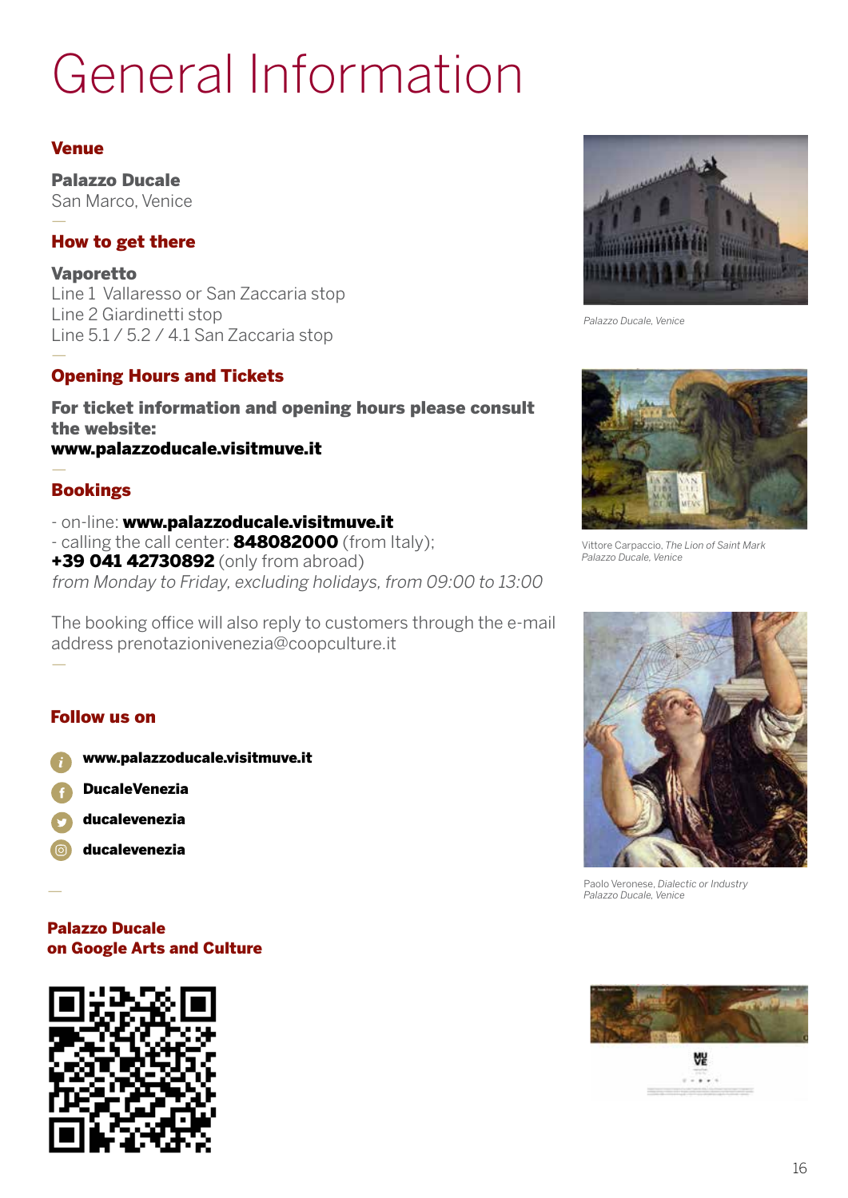# General Information

## Venue

**Palazzo Ducale**
San Marco, Venice

## How to get there

**Vaporetto**
Line 1 Vallaresso or San Zaccaria stop
Line 2 Giardinetti stop
Line 5.1 / 5.2 / 4.1 San Zaccaria stop

## Opening Hours and Tickets

**For ticket information and opening hours please consult the website:**
**www.palazzoducale.visitmuve.it**

## Bookings

- on-line: **www.palazzoducale.visitmuve.it**
- calling the call center: **848082000** (from Italy);
**+39 041 42730892** (only from abroad)
*from Monday to Friday, excluding holidays, from 09:00 to 13:00*

The booking office will also reply to customers through the e-mail address prenotazionivenezia@coopculture.it

## Follow us on

**www.palazzoducale.visitmuve.it**
**DucaleVenezia**
**ducalevenezia**
**ducalevenezia**

## Palazzo Ducale on Google Arts and Culture

Palazzo Ducale, Venice

Vittore Carpaccio, *The Lion of Saint Mark*
Palazzo Ducale, Venice

Paolo Veronese, *Dialectic or Industry*
Palazzo Ducale, Venice